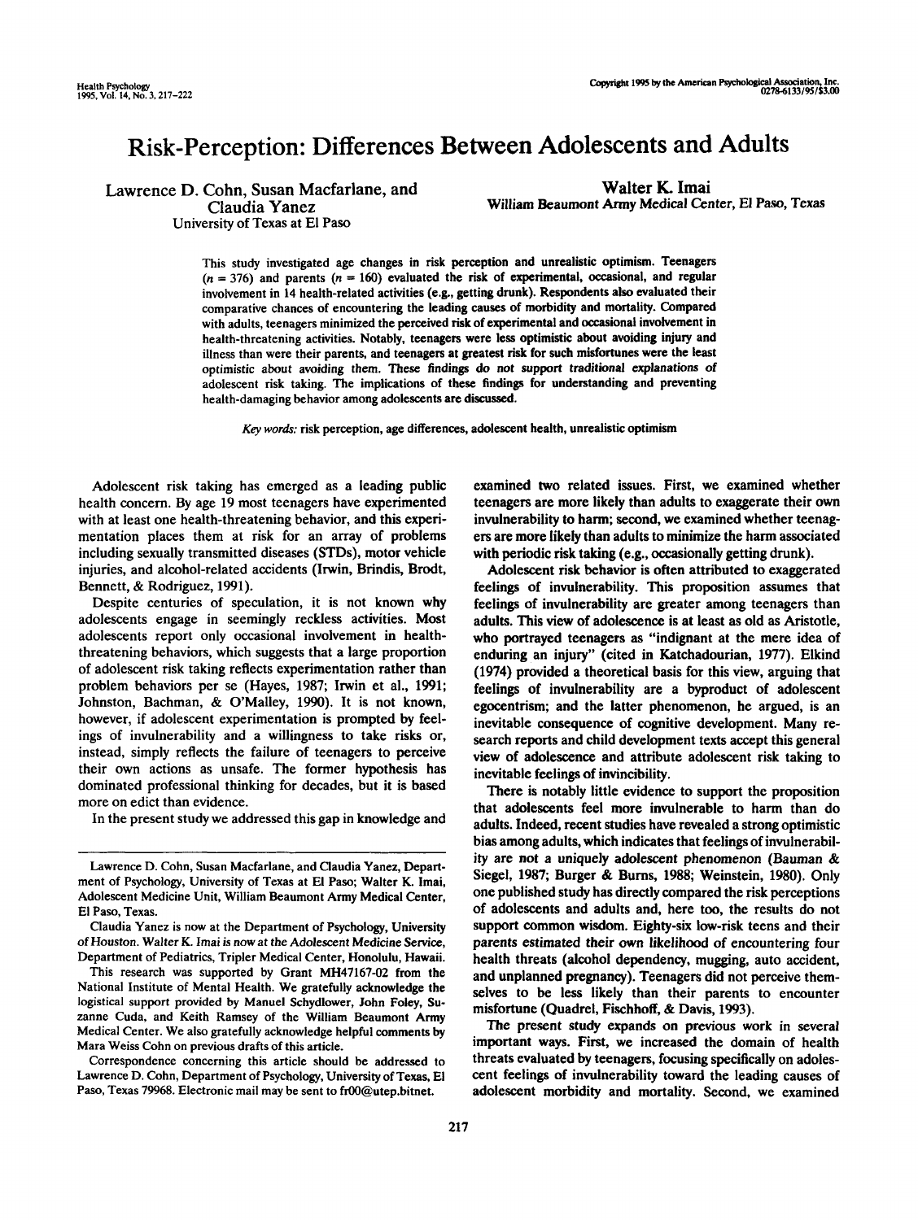# Risk-Perception: Differences Between Adolescents and Adults

Lawrence D. Cohn, Susan Macfarlane, and Claudia Yanez
University of Texas at El Paso

Walter K. Imai
William Beaumont Army Medical Center, El Paso, Texas

This study investigated age changes in risk perception and unrealistic optimism. Teenagers ($n = 376$) and parents ($n = 160$) evaluated the risk of experimental, occasional, and regular involvement in 14 health-related activities (e.g., getting drunk). Respondents also evaluated their comparative chances of encountering the leading causes of morbidity and mortality. Compared with adults, teenagers minimized the perceived risk of experimental and occasional involvement in health-threatening activities. Notably, teenagers were less optimistic about avoiding injury and illness than were their parents, and teenagers at greatest risk for such misfortunes were the least optimistic about avoiding them. These findings do not support traditional explanations of adolescent risk taking. The implications of these findings for understanding and preventing health-damaging behavior among adolescents are discussed.

*Key words:* risk perception, age differences, adolescent health, unrealistic optimism

Adolescent risk taking has emerged as a leading public health concern. By age 19 most teenagers have experimented with at least one health-threatening behavior, and this experimentation places them at risk for an array of problems including sexually transmitted diseases (STDs), motor vehicle injuries, and alcohol-related accidents (Irwin, Brindis, Brodt, Bennett, & Rodriguez, 1991).

Despite centuries of speculation, it is not known why adolescents engage in seemingly reckless activities. Most adolescents report only occasional involvement in health-threatening behaviors, which suggests that a large proportion of adolescent risk taking reflects experimentation rather than problem behaviors per se (Hayes, 1987; Irwin et al., 1991; Johnston, Bachman, & O'Malley, 1990). It is not known, however, if adolescent experimentation is prompted by feelings of invulnerability and a willingness to take risks or, instead, simply reflects the failure of teenagers to perceive their own actions as unsafe. The former hypothesis has dominated professional thinking for decades, but it is based more on edict than evidence.

In the present study we addressed this gap in knowledge and examined two related issues. First, we examined whether teenagers are more likely than adults to exaggerate their own invulnerability to harm; second, we examined whether teenagers are more likely than adults to minimize the harm associated with periodic risk taking (e.g., occasionally getting drunk).

Adolescent risk behavior is often attributed to exaggerated feelings of invulnerability. This proposition assumes that feelings of invulnerability are greater among teenagers than adults. This view of adolescence is at least as old as Aristotle, who portrayed teenagers as "indignant at the mere idea of enduring an injury" (cited in Katchadourian, 1977). Elkind (1974) provided a theoretical basis for this view, arguing that feelings of invulnerability are a byproduct of adolescent egocentrism; and the latter phenomenon, he argued, is an inevitable consequence of cognitive development. Many research reports and child development texts accept this general view of adolescence and attribute adolescent risk taking to inevitable feelings of invincibility.

There is notably little evidence to support the proposition that adolescents feel more invulnerable to harm than do adults. Indeed, recent studies have revealed a strong optimistic bias among adults, which indicates that feelings of invulnerability are not a uniquely adolescent phenomenon (Bauman & Siegel, 1987; Burger & Burns, 1988; Weinstein, 1980). Only one published study has directly compared the risk perceptions of adolescents and adults and, here too, the results do not support common wisdom. Eighty-six low-risk teens and their parents estimated their own likelihood of encountering four health threats (alcohol dependency, mugging, auto accident, and unplanned pregnancy). Teenagers did not perceive themselves to be less likely than their parents to encounter misfortune (Quadrel, Fischhoff, & Davis, 1993).

The present study expands on previous work in several important ways. First, we increased the domain of health threats evaluated by teenagers, focusing specifically on adolescent feelings of invulnerability toward the leading causes of adolescent morbidity and mortality. Second, we examined

---

Lawrence D. Cohn, Susan Macfarlane, and Claudia Yanez, Department of Psychology, University of Texas at El Paso; Walter K. Imai, Adolescent Medicine Unit, William Beaumont Army Medical Center, El Paso, Texas.

Claudia Yanez is now at the Department of Psychology, University of Houston. Walter K. Imai is now at the Adolescent Medicine Service, Department of Pediatrics, Tripler Medical Center, Honolulu, Hawaii.

This research was supported by Grant MH47167-02 from the National Institute of Mental Health. We gratefully acknowledge the logistical support provided by Manuel Schydlower, John Foley, Suzanne Cuda, and Keith Ramsey of the William Beaumont Army Medical Center. We also gratefully acknowledge helpful comments by Mara Weiss Cohn on previous drafts of this article.

Correspondence concerning this article should be addressed to Lawrence D. Cohn, Department of Psychology, University of Texas, El Paso, Texas 79968. Electronic mail may be sent to fr00@utep.bitnet.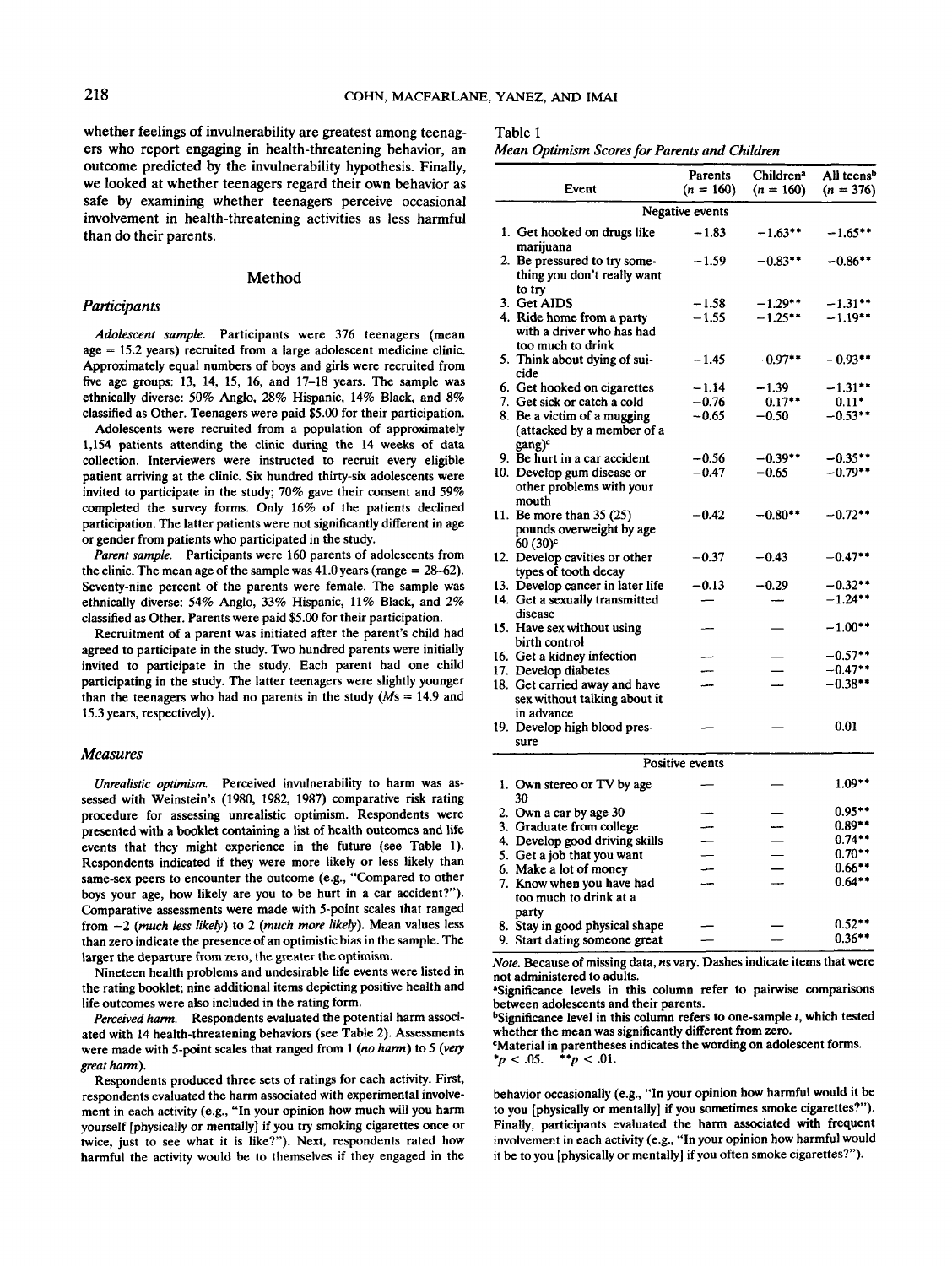whether feelings of invulnerability are greatest among teenagers who report engaging in health-threatening behavior, an outcome predicted by the invulnerability hypothesis. Finally, we looked at whether teenagers regard their own behavior as safe by examining whether teenagers perceive occasional involvement in health-threatening activities as less harmful than do their parents.

## Method

### Participants

*Adolescent sample.* Participants were 376 teenagers (mean age = 15.2 years) recruited from a large adolescent medicine clinic. Approximately equal numbers of boys and girls were recruited from five age groups: 13, 14, 15, 16, and 17–18 years. The sample was ethnically diverse: 50% Anglo, 28% Hispanic, 14% Black, and 8% classified as Other. Teenagers were paid $5.00 for their participation.

Adolescents were recruited from a population of approximately 1,154 patients attending the clinic during the 14 weeks of data collection. Interviewers were instructed to recruit every eligible patient arriving at the clinic. Six hundred thirty-six adolescents were invited to participate in the study; 70% gave their consent and 59% completed the survey forms. Only 16% of the patients declined participation. The latter patients were not significantly different in age or gender from patients who participated in the study.

*Parent sample.* Participants were 160 parents of adolescents from the clinic. The mean age of the sample was 41.0 years (range = 28–62). Seventy-nine percent of the parents were female. The sample was ethnically diverse: 54% Anglo, 33% Hispanic, 11% Black, and 2% classified as Other. Parents were paid $5.00 for their participation.

Recruitment of a parent was initiated after the parent's child had agreed to participate in the study. Two hundred parents were initially invited to participate in the study. Each parent had one child participating in the study. The latter teenagers were slightly younger than the teenagers who had no parents in the study (*M*s = 14.9 and 15.3 years, respectively).

### Measures

*Unrealistic optimism.* Perceived invulnerability to harm was assessed with Weinstein's (1980, 1982, 1987) comparative risk rating procedure for assessing unrealistic optimism. Respondents were presented with a booklet containing a list of health outcomes and life events that they might experience in the future (see Table 1). Respondents indicated if they were more likely or less likely than same-sex peers to encounter the outcome (e.g., "Compared to other boys your age, how likely are you to be hurt in a car accident?"). Comparative assessments were made with 5-point scales that ranged from −2 (*much less likely*) to 2 (*much more likely*). Mean values less than zero indicate the presence of an optimistic bias in the sample. The larger the departure from zero, the greater the optimism.

Nineteen health problems and undesirable life events were listed in the rating booklet; nine additional items depicting positive health and life outcomes were also included in the rating form.

*Perceived harm.* Respondents evaluated the potential harm associated with 14 health-threatening behaviors (see Table 2). Assessments were made with 5-point scales that ranged from 1 (*no harm*) to 5 (*very great harm*).

Respondents produced three sets of ratings for each activity. First, respondents evaluated the harm associated with experimental involvement in each activity (e.g., "In your opinion how much will you harm yourself [physically or mentally] if you try smoking cigarettes once or twice, just to see what it is like?"). Next, respondents rated how harmful the activity would be to themselves if they engaged in the behavior occasionally (e.g., "In your opinion how harmful would it be to you [physically or mentally] if you sometimes smoke cigarettes?"). Finally, participants evaluated the harm associated with frequent involvement in each activity (e.g., "In your opinion how harmful would it be to you [physically or mentally] if you often smoke cigarettes?").

Table 1
*Mean Optimism Scores for Parents and Children*

| Event | Parents ($n$ = 160) | Children[a] ($n$ = 160) | All teens[b] ($n$ = 376) |
|---|---|---|---|
| **Negative events** | | | |
| 1. Get hooked on drugs like marijuana | −1.83 | −1.63** | −1.65** |
| 2. Be pressured to try something you don't really want to try | −1.59 | −0.83** | −0.86** |
| 3. Get AIDS | −1.58 | −1.29** | −1.31** |
| 4. Ride home from a party with a driver who has had too much to drink | −1.55 | −1.25** | −1.19** |
| 5. Think about dying of suicide | −1.45 | −0.97** | −0.93** |
| 6. Get hooked on cigarettes | −1.14 | −1.39 | −1.31** |
| 7. Get sick or catch a cold | −0.76 | 0.17** | 0.11* |
| 8. Be a victim of a mugging (attacked by a member of a gang)[c] | −0.65 | −0.50 | −0.53** |
| 9. Be hurt in a car accident | −0.56 | −0.39** | −0.35** |
| 10. Develop gum disease or other problems with your mouth | −0.47 | −0.65 | −0.79** |
| 11. Be more than 35 (25) pounds overweight by age 60 (30)[c] | −0.42 | −0.80** | −0.72** |
| 12. Develop cavities or other types of tooth decay | −0.37 | −0.43 | −0.47** |
| 13. Develop cancer in later life | −0.13 | −0.29 | −0.32** |
| 14. Get a sexually transmitted disease | — | — | −1.24** |
| 15. Have sex without using birth control | — | — | −1.00** |
| 16. Get a kidney infection | — | — | −0.57** |
| 17. Develop diabetes | — | — | −0.47** |
| 18. Get carried away and have sex without talking about it in advance | — | — | −0.38** |
| 19. Develop high blood pressure | — | — | 0.01 |
| **Positive events** | | | |
| 1. Own stereo or TV by age 30 | — | — | 1.09** |
| 2. Own a car by age 30 | — | — | 0.95** |
| 3. Graduate from college | — | — | 0.89** |
| 4. Develop good driving skills | — | — | 0.74** |
| 5. Get a job that you want | — | — | 0.70** |
| 6. Make a lot of money | — | — | 0.66** |
| 7. Know when you have had too much to drink at a party | — | — | 0.64** |
| 8. Stay in good physical shape | — | — | 0.52** |
| 9. Start dating someone great | — | — | 0.36** |

*Note.* Because of missing data, *n*s vary. Dashes indicate items that were not administered to adults.
[a]Significance levels in this column refer to pairwise comparisons between adolescents and their parents.
[b]Significance level in this column refers to one-sample *t*, which tested whether the mean was significantly different from zero.
[c]Material in parentheses indicates the wording on adolescent forms.
\* $p < .05$. \*\* $p < .01$.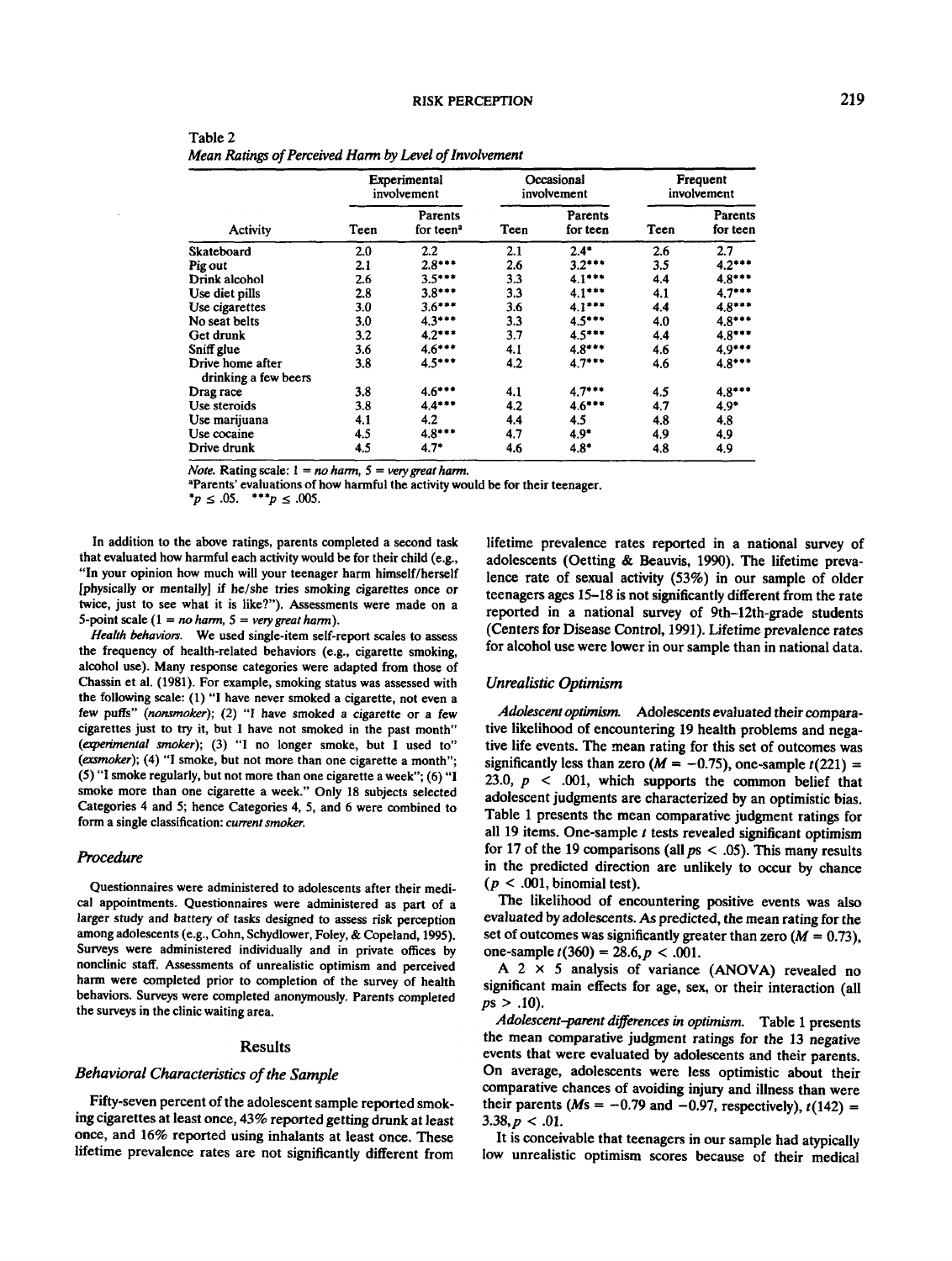Table 2
*Mean Ratings of Perceived Harm by Level of Involvement*

| Activity | Experimental involvement | | Occasional involvement | | Frequent involvement | |
|---|---|---|---|---|---|---|
| | Teen | Parents for teen[a] | Teen | Parents for teen | Teen | Parents for teen |
| Skateboard | 2.0 | 2.2 | 2.1 | 2.4* | 2.6 | 2.7 |
| Pig out | 2.1 | 2.8*** | 2.6 | 3.2*** | 3.5 | 4.2*** |
| Drink alcohol | 2.6 | 3.5*** | 3.3 | 4.1*** | 4.4 | 4.8*** |
| Use diet pills | 2.8 | 3.8*** | 3.3 | 4.1*** | 4.1 | 4.7*** |
| Use cigarettes | 3.0 | 3.6*** | 3.6 | 4.1*** | 4.4 | 4.8*** |
| No seat belts | 3.0 | 4.3*** | 3.3 | 4.5*** | 4.0 | 4.8*** |
| Get drunk | 3.2 | 4.2*** | 3.7 | 4.5*** | 4.4 | 4.8*** |
| Sniff glue | 3.6 | 4.6*** | 4.1 | 4.8*** | 4.6 | 4.9*** |
| Drive home after drinking a few beers | 3.8 | 4.5*** | 4.2 | 4.7*** | 4.6 | 4.8*** |
| Drag race | 3.8 | 4.6*** | 4.1 | 4.7*** | 4.5 | 4.8*** |
| Use steroids | 3.8 | 4.4*** | 4.2 | 4.6*** | 4.7 | 4.9* |
| Use marijuana | 4.1 | 4.2 | 4.4 | 4.5 | 4.8 | 4.8 |
| Use cocaine | 4.5 | 4.8*** | 4.7 | 4.9* | 4.9 | 4.9 |
| Drive drunk | 4.5 | 4.7* | 4.6 | 4.8* | 4.8 | 4.9 |

*Note.* Rating scale: 1 = *no harm*, 5 = *very great harm*.
[a]Parents' evaluations of how harmful the activity would be for their teenager.
\*$p \leq .05$. \*\*\*$p \leq .005$.

In addition to the above ratings, parents completed a second task that evaluated how harmful each activity would be for their child (e.g., "In your opinion how much will your teenager harm himself/herself [physically or mentally] if he/she tries smoking cigarettes once or twice, just to see what it is like?"). Assessments were made on a 5-point scale (1 = *no harm*, 5 = *very great harm*).

*Health behaviors.* We used single-item self-report scales to assess the frequency of health-related behaviors (e.g., cigarette smoking, alcohol use). Many response categories were adapted from those of Chassin et al. (1981). For example, smoking status was assessed with the following scale: (1) "I have never smoked a cigarette, not even a few puffs" (*nonsmoker*); (2) "I have smoked a cigarette or a few cigarettes just to try it, but I have not smoked in the past month" (*experimental smoker*); (3) "I no longer smoke, but I used to" (*exsmoker*); (4) "I smoke, but not more than one cigarette a month"; (5) "I smoke regularly, but not more than one cigarette a week"; (6) "I smoke more than one cigarette a week." Only 18 subjects selected Categories 4 and 5; hence Categories 4, 5, and 6 were combined to form a single classification: *current smoker.*

### Procedure

Questionnaires were administered to adolescents after their medical appointments. Questionnaires were administered as part of a larger study and battery of tasks designed to assess risk perception among adolescents (e.g., Cohn, Schydlower, Foley, & Copeland, 1995). Surveys were administered individually and in private offices by nonclinic staff. Assessments of unrealistic optimism and perceived harm were completed prior to completion of the survey of health behaviors. Surveys were completed anonymously. Parents completed the surveys in the clinic waiting area.

## Results

### Behavioral Characteristics of the Sample

Fifty-seven percent of the adolescent sample reported smoking cigarettes at least once, 43% reported getting drunk at least once, and 16% reported using inhalants at least once. These lifetime prevalence rates are not significantly different from lifetime prevalence rates reported in a national survey of adolescents (Oetting & Beauvis, 1990). The lifetime prevalence rate of sexual activity (53%) in our sample of older teenagers ages 15–18 is not significantly different from the rate reported in a national survey of 9th–12th-grade students (Centers for Disease Control, 1991). Lifetime prevalence rates for alcohol use were lower in our sample than in national data.

### Unrealistic Optimism

*Adolescent optimism.* Adolescents evaluated their comparative likelihood of encountering 19 health problems and negative life events. The mean rating for this set of outcomes was significantly less than zero ($M = -0.75$), one-sample $t(221) = 23.0$, $p < .001$, which supports the common belief that adolescent judgments are characterized by an optimistic bias. Table 1 presents the mean comparative judgment ratings for all 19 items. One-sample $t$ tests revealed significant optimism for 17 of the 19 comparisons (all $ps < .05$). This many results in the predicted direction are unlikely to occur by chance ($p < .001$, binomial test).

The likelihood of encountering positive events was also evaluated by adolescents. As predicted, the mean rating for the set of outcomes was significantly greater than zero ($M = 0.73$), one-sample $t(360) = 28.6, p < .001$.

A 2 × 5 analysis of variance (ANOVA) revealed no significant main effects for age, sex, or their interaction (all $ps > .10$).

*Adolescent–parent differences in optimism.* Table 1 presents the mean comparative judgment ratings for the 13 negative events that were evaluated by adolescents and their parents. On average, adolescents were less optimistic about their comparative chances of avoiding injury and illness than were their parents ($Ms = -0.79$ and $-0.97$, respectively), $t(142) = 3.38, p < .01$.

It is conceivable that teenagers in our sample had atypically low unrealistic optimism scores because of their medical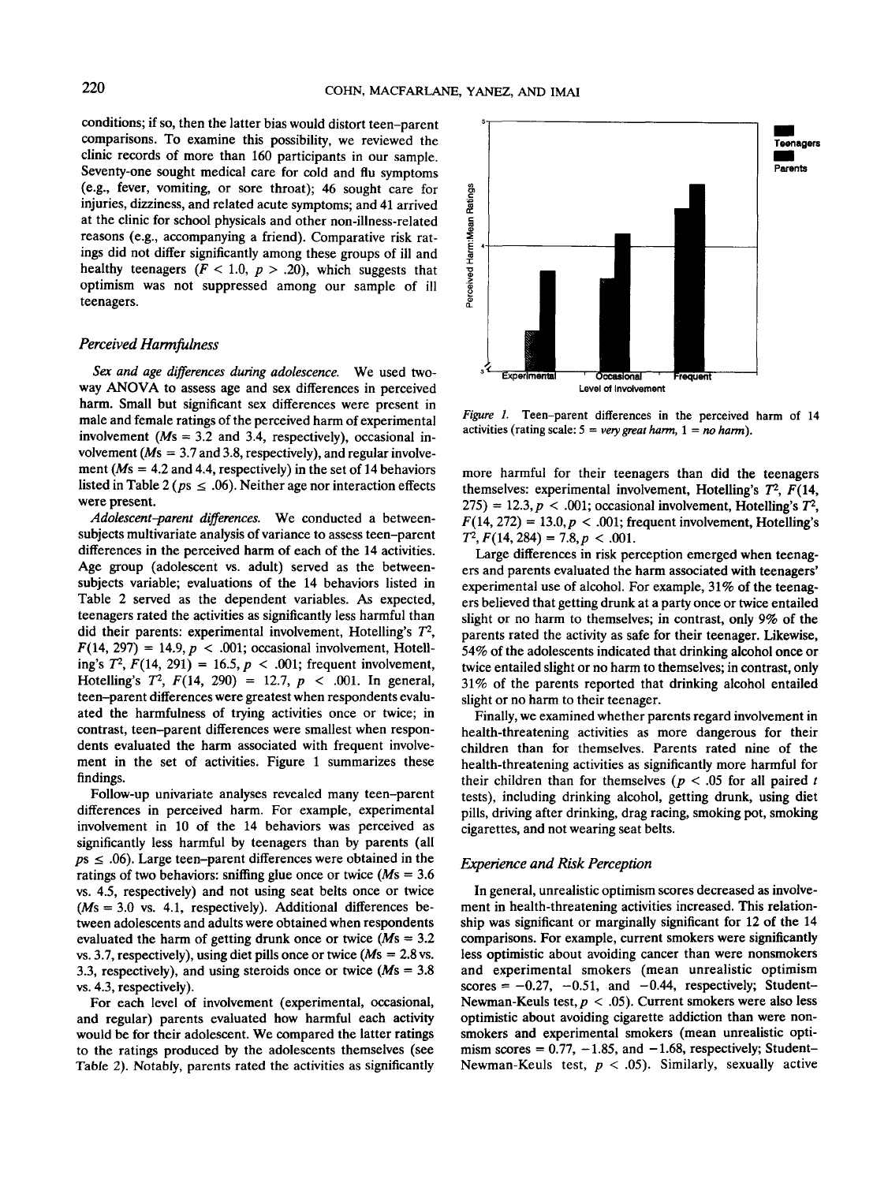conditions; if so, then the latter bias would distort teen–parent comparisons. To examine this possibility, we reviewed the clinic records of more than 160 participants in our sample. Seventy-one sought medical care for cold and flu symptoms (e.g., fever, vomiting, or sore throat); 46 sought care for injuries, dizziness, and related acute symptoms; and 41 arrived at the clinic for school physicals and other non-illness-related reasons (e.g., accompanying a friend). Comparative risk ratings did not differ significantly among these groups of ill and healthy teenagers ($F < 1.0$, $p > .20$), which suggests that optimism was not suppressed among our sample of ill teenagers.

### *Perceived Harmfulness*

*Sex and age differences during adolescence.* We used two-way ANOVA to assess age and sex differences in perceived harm. Small but significant sex differences were present in male and female ratings of the perceived harm of experimental involvement (*M*s = 3.2 and 3.4, respectively), occasional involvement (*M*s = 3.7 and 3.8, respectively), and regular involvement (*M*s = 4.2 and 4.4, respectively) in the set of 14 behaviors listed in Table 2 ($ps \leq .06$). Neither age nor interaction effects were present.

*Adolescent–parent differences.* We conducted a between-subjects multivariate analysis of variance to assess teen–parent differences in the perceived harm of each of the 14 activities. Age group (adolescent vs. adult) served as the between-subjects variable; evaluations of the 14 behaviors listed in Table 2 served as the dependent variables. As expected, teenagers rated the activities as significantly less harmful than did their parents: experimental involvement, Hotelling's $T^2$, $F(14, 297) = 14.9$, $p < .001$; occasional involvement, Hotelling's $T^2$, $F(14, 291) = 16.5$, $p < .001$; frequent involvement, Hotelling's $T^2$, $F(14, 290) = 12.7$, $p < .001$. In general, teen–parent differences were greatest when respondents evaluated the harmfulness of trying activities once or twice; in contrast, teen–parent differences were smallest when respondents evaluated the harm associated with frequent involvement in the set of activities. Figure 1 summarizes these findings.

Follow-up univariate analyses revealed many teen–parent differences in perceived harm. For example, experimental involvement in 10 of the 14 behaviors was perceived as significantly less harmful by teenagers than by parents (all $ps \leq .06$). Large teen–parent differences were obtained in the ratings of two behaviors: sniffing glue once or twice (*M*s = 3.6 vs. 4.5, respectively) and not using seat belts once or twice (*M*s = 3.0 vs. 4.1, respectively). Additional differences between adolescents and adults were obtained when respondents evaluated the harm of getting drunk once or twice (*M*s = 3.2 vs. 3.7, respectively), using diet pills once or twice (*M*s = 2.8 vs. 3.3, respectively), and using steroids once or twice (*M*s = 3.8 vs. 4.3, respectively).

For each level of involvement (experimental, occasional, and regular) parents evaluated how harmful each activity would be for their adolescent. We compared the latter ratings to the ratings produced by the adolescents themselves (see Table 2). Notably, parents rated the activities as significantly more harmful for their teenagers than did the teenagers themselves: experimental involvement, Hotelling's $T^2$, $F(14, 275) = 12.3$, $p < .001$; occasional involvement, Hotelling's $T^2$, $F(14, 272) = 13.0$, $p < .001$; frequent involvement, Hotelling's $T^2$, $F(14, 284) = 7.8$, $p < .001$.

*Figure 1.* Teen–parent differences in the perceived harm of 14 activities (rating scale: 5 = *very great harm*, 1 = *no harm*).

Large differences in risk perception emerged when teenagers and parents evaluated the harm associated with teenagers' experimental use of alcohol. For example, 31% of the teenagers believed that getting drunk at a party once or twice entailed slight or no harm to themselves; in contrast, only 9% of the parents rated the activity as safe for their teenager. Likewise, 54% of the adolescents indicated that drinking alcohol once or twice entailed slight or no harm to themselves; in contrast, only 31% of the parents reported that drinking alcohol entailed slight or no harm to their teenager.

Finally, we examined whether parents regard involvement in health-threatening activities as more dangerous for their children than for themselves. Parents rated nine of the health-threatening activities as significantly more harmful for their children than for themselves ($p < .05$ for all paired *t* tests), including drinking alcohol, getting drunk, using diet pills, driving after drinking, drag racing, smoking pot, smoking cigarettes, and not wearing seat belts.

### *Experience and Risk Perception*

In general, unrealistic optimism scores decreased as involvement in health-threatening activities increased. This relationship was significant or marginally significant for 12 of the 14 comparisons. For example, current smokers were significantly less optimistic about avoiding cancer than were nonsmokers and experimental smokers (mean unrealistic optimism scores = −0.27, −0.51, and −0.44, respectively; Student–Newman-Keuls test, $p < .05$). Current smokers were also less optimistic about avoiding cigarette addiction than were nonsmokers and experimental smokers (mean unrealistic optimism scores = 0.77, −1.85, and −1.68, respectively; Student–Newman-Keuls test, $p < .05$). Similarly, sexually active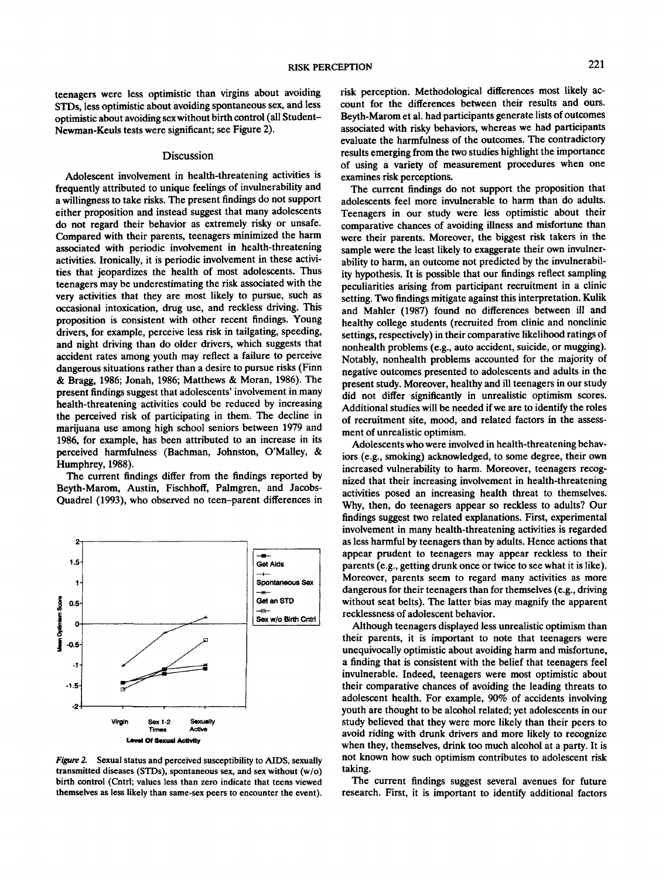teenagers were less optimistic than virgins about avoiding STDs, less optimistic about avoiding spontaneous sex, and less optimistic about avoiding sex without birth control (all Student–Newman-Keuls tests were significant; see Figure 2).

## Discussion

Adolescent involvement in health-threatening activities is frequently attributed to unique feelings of invulnerability and a willingness to take risks. The present findings do not support either proposition and instead suggest that many adolescents do not regard their behavior as extremely risky or unsafe. Compared with their parents, teenagers minimized the harm associated with periodic involvement in health-threatening activities. Ironically, it is periodic involvement in these activities that jeopardizes the health of most adolescents. Thus teenagers may be underestimating the risk associated with the very activities that they are most likely to pursue, such as occasional intoxication, drug use, and reckless driving. This proposition is consistent with other recent findings. Young drivers, for example, perceive less risk in tailgating, speeding, and night driving than do older drivers, which suggests that accident rates among youth may reflect a failure to perceive dangerous situations rather than a desire to pursue risks (Finn & Bragg, 1986; Jonah, 1986; Matthews & Moran, 1986). The present findings suggest that adolescents' involvement in many health-threatening activities could be reduced by increasing the perceived risk of participating in them. The decline in marijuana use among high school seniors between 1979 and 1986, for example, has been attributed to an increase in its perceived harmfulness (Bachman, Johnston, O'Malley, & Humphrey, 1988).

The current findings differ from the findings reported by Beyth-Marom, Austin, Fischhoff, Palmgren, and Jacobs-Quadrel (1993), who observed no teen–parent differences in risk perception. Methodological differences most likely account for the differences between their results and ours. Beyth-Marom et al. had participants generate lists of outcomes associated with risky behaviors, whereas we had participants evaluate the harmfulness of the outcomes. The contradictory results emerging from the two studies highlight the importance of using a variety of measurement procedures when one examines risk perceptions.

*Figure 2.* Sexual status and perceived susceptibility to AIDS, sexually transmitted diseases (STDs), spontaneous sex, and sex without (w/o) birth control (Cntrl; values less than zero indicate that teens viewed themselves as less likely than same-sex peers to encounter the event).

The current findings do not support the proposition that adolescents feel more invulnerable to harm than do adults. Teenagers in our study were less optimistic about their comparative chances of avoiding illness and misfortune than were their parents. Moreover, the biggest risk takers in the sample were the least likely to exaggerate their own invulnerability to harm, an outcome not predicted by the invulnerability hypothesis. It is possible that our findings reflect sampling peculiarities arising from participant recruitment in a clinic setting. Two findings mitigate against this interpretation. Kulik and Mahler (1987) found no differences between ill and healthy college students (recruited from clinic and nonclinic settings, respectively) in their comparative likelihood ratings of nonhealth problems (e.g., auto accident, suicide, or mugging). Notably, nonhealth problems accounted for the majority of negative outcomes presented to adolescents and adults in the present study. Moreover, healthy and ill teenagers in our study did not differ significantly in unrealistic optimism scores. Additional studies will be needed if we are to identify the roles of recruitment site, mood, and related factors in the assessment of unrealistic optimism.

Adolescents who were involved in health-threatening behaviors (e.g., smoking) acknowledged, to some degree, their own increased vulnerability to harm. Moreover, teenagers recognized that their increasing involvement in health-threatening activities posed an increasing health threat to themselves. Why, then, do teenagers appear so reckless to adults? Our findings suggest two related explanations. First, experimental involvement in many health-threatening activities is regarded as less harmful by teenagers than by adults. Hence actions that appear prudent to teenagers may appear reckless to their parents (e.g., getting drunk once or twice to see what it is like). Moreover, parents seem to regard many activities as more dangerous for their teenagers than for themselves (e.g., driving without seat belts). The latter bias may magnify the apparent recklessness of adolescent behavior.

Although teenagers displayed less unrealistic optimism than their parents, it is important to note that teenagers were unequivocally optimistic about avoiding harm and misfortune, a finding that is consistent with the belief that teenagers feel invulnerable. Indeed, teenagers were most optimistic about their comparative chances of avoiding the leading threats to adolescent health. For example, 90% of accidents involving youth are thought to be alcohol related; yet adolescents in our study believed that they were more likely than their peers to avoid riding with drunk drivers and more likely to recognize when they, themselves, drink too much alcohol at a party. It is not known how such optimism contributes to adolescent risk taking.

The current findings suggest several avenues for future research. First, it is important to identify additional factors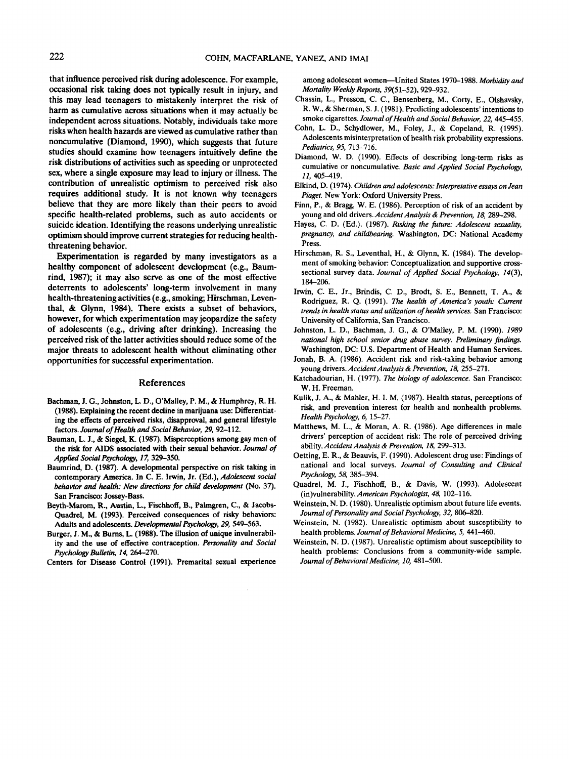that influence perceived risk during adolescence. For example, occasional risk taking does not typically result in injury, and this may lead teenagers to mistakenly interpret the risk of harm as cumulative across situations when it may actually be independent across situations. Notably, individuals take more risks when health hazards are viewed as cumulative rather than noncumulative (Diamond, 1990), which suggests that future studies should examine how teenagers intuitively define the risk distributions of activities such as speeding or unprotected sex, where a single exposure may lead to injury or illness. The contribution of unrealistic optimism to perceived risk also requires additional study. It is not known why teenagers believe that they are more likely than their peers to avoid specific health-related problems, such as auto accidents or suicide ideation. Identifying the reasons underlying unrealistic optimism should improve current strategies for reducing health-threatening behavior.

Experimentation is regarded by many investigators as a healthy component of adolescent development (e.g., Baumrind, 1987); it may also serve as one of the most effective deterrents to adolescents' long-term involvement in many health-threatening activities (e.g., smoking; Hirschman, Leventhal, & Glynn, 1984). There exists a subset of behaviors, however, for which experimentation may jeopardize the safety of adolescents (e.g., driving after drinking). Increasing the perceived risk of the latter activities should reduce some of the major threats to adolescent health without eliminating other opportunities for successful experimentation.

## References

Bachman, J. G., Johnston, L. D., O'Malley, P. M., & Humphrey, R. H. (1988). Explaining the recent decline in marijuana use: Differentiating the effects of perceived risks, disapproval, and general lifestyle factors. *Journal of Health and Social Behavior, 29,* 92–112.

Bauman, L. J., & Siegel, K. (1987). Misperceptions among gay men of the risk for AIDS associated with their sexual behavior. *Journal of Applied Social Psychology, 17,* 329–350.

Baumrind, D. (1987). A developmental perspective on risk taking in contemporary America. In C. E. Irwin, Jr. (Ed.), *Adolescent social behavior and health: New directions for child development* (No. 37). San Francisco: Jossey-Bass.

Beyth-Marom, R., Austin, L., Fischhoff, B., Palmgren, C., & Jacobs-Quadrel, M. (1993). Perceived consequences of risky behaviors: Adults and adolescents. *Developmental Psychology, 29,* 549–563.

Burger, J. M., & Burns, L. (1988). The illusion of unique invulnerability and the use of effective contraception. *Personality and Social Psychology Bulletin, 14,* 264–270.

Centers for Disease Control (1991). Premarital sexual experience among adolescent women—United States 1970–1988. *Morbidity and Mortality Weekly Reports, 39*(51-52), 929–932.

Chassin, L., Presson, C. C., Bensenberg, M., Corty, E., Olshavsky, R. W., & Sherman, S. J. (1981). Predicting adolescents' intentions to smoke cigarettes. *Journal of Health and Social Behavior, 22,* 445–455.

Cohn, L. D., Schydlower, M., Foley, J., & Copeland, R. (1995). Adolescents misinterpretation of health risk probability expressions. *Pediatrics, 95,* 713–716.

Diamond, W. D. (1990). Effects of describing long-term risks as cumulative or noncumulative. *Basic and Applied Social Psychology, 11,* 405–419.

Elkind, D. (1974). *Children and adolescents: Interpretative essays on Jean Piaget.* New York: Oxford University Press.

Finn, P., & Bragg, W. E. (1986). Perception of risk of an accident by young and old drivers. *Accident Analysis & Prevention, 18,* 289–298.

Hayes, C. D. (Ed.). (1987). *Risking the future: Adolescent sexuality, pregnancy, and childbearing.* Washington, DC: National Academy Press.

Hirschman, R. S., Leventhal, H., & Glynn, K. (1984). The development of smoking behavior: Conceptualization and supportive cross-sectional survey data. *Journal of Applied Social Psychology, 14*(3), 184–206.

Irwin, C. E., Jr., Brindis, C. D., Brodt, S. E., Bennett, T. A., & Rodriguez, R. Q. (1991). *The health of America's youth: Current trends in health status and utilization of health services.* San Francisco: University of California, San Francisco.

Johnston, L. D., Bachman, J. G., & O'Malley, P. M. (1990). *1989 national high school senior drug abuse survey. Preliminary findings.* Washington, DC: U.S. Department of Health and Human Services.

Jonah, B. A. (1986). Accident risk and risk-taking behavior among young drivers. *Accident Analysis & Prevention, 18,* 255–271.

Katchadourian, H. (1977). *The biology of adolescence.* San Francisco: W. H. Freeman.

Kulik, J. A., & Mahler, H. I. M. (1987). Health status, perceptions of risk, and prevention interest for health and nonhealth problems. *Health Psychology, 6,* 15–27.

Matthews, M. L., & Moran, A. R. (1986). Age differences in male drivers' perception of accident risk: The role of perceived driving ability. *Accident Analysis & Prevention, 18,* 299–313.

Oetting, E. R., & Beauvis, F. (1990). Adolescent drug use: Findings of national and local surveys. *Journal of Consulting and Clinical Psychology, 58,* 385–394.

Quadrel, M. J., Fischhoff, B., & Davis, W. (1993). Adolescent (in)vulnerability. *American Psychologist, 48,* 102–116.

Weinstein, N. D. (1980). Unrealistic optimism about future life events. *Journal of Personality and Social Psychology, 32,* 806–820.

Weinstein, N. (1982). Unrealistic optimism about susceptibility to health problems. *Journal of Behavioral Medicine, 5,* 441–460.

Weinstein, N. D. (1987). Unrealistic optimism about susceptibility to health problems: Conclusions from a community-wide sample. *Journal of Behavioral Medicine, 10,* 481–500.